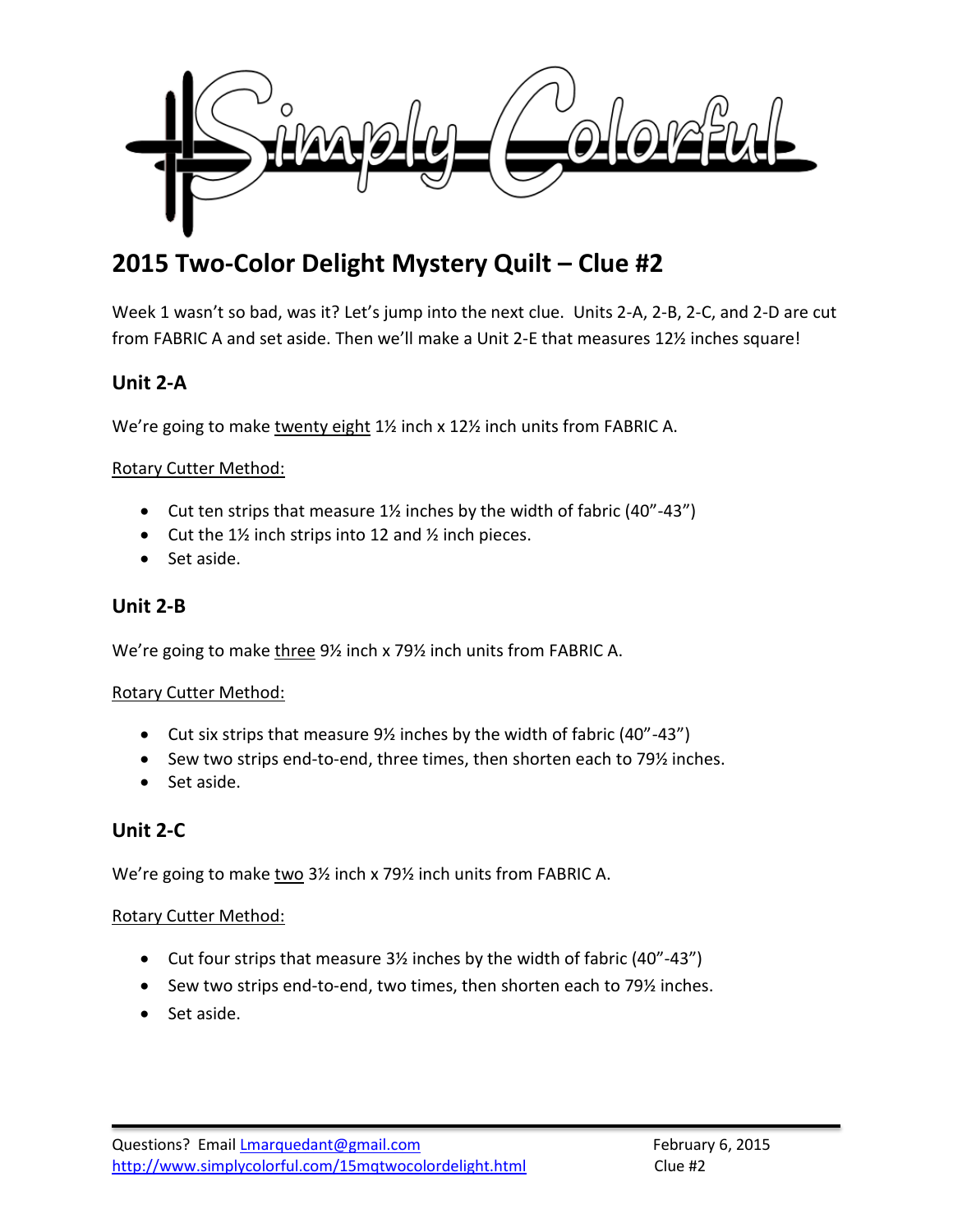# 2015 Two-Color Delight Mystery Quilt – Clue #2

Week 1 wasn't so bad, was it? Let's jump into the next clue. Units 2-A, 2-B, 2-C, and 2-D are cut from FABRIC A and set aside. Then we'll make a Unit 2-E that measures 12½ inches square!

## Unit 2-A

We're going to make twenty eight 1½ inch x 12½ inch units from FABRIC A.

Rotary Cutter Method:

- Cut ten strips that measure 1½ inches by the width of fabric (40"-43")
- Cut the 1½ inch strips into 12 and ½ inch pieces.
- Set aside.

## Unit 2-B

We're going to make three 9½ inch x 79½ inch units from FABRIC A.

Rotary Cutter Method:

- Cut six strips that measure 9½ inches by the width of fabric (40"-43")
- Sew two strips end-to-end, three times, then shorten each to 79½ inches.
- Set aside.

## Unit 2-C

We're going to make two 3½ inch x 79½ inch units from FABRIC A.

Rotary Cutter Method:

- Cut four strips that measure 3½ inches by the width of fabric (40"-43")
- Sew two strips end-to-end, two times, then shorten each to 79½ inches.
- Set aside.

Questions? Email Lmarquedant@gmail.com
http://www.simplycolorful.com/15mqtwocolordelight.html

February 6, 2015
Clue #2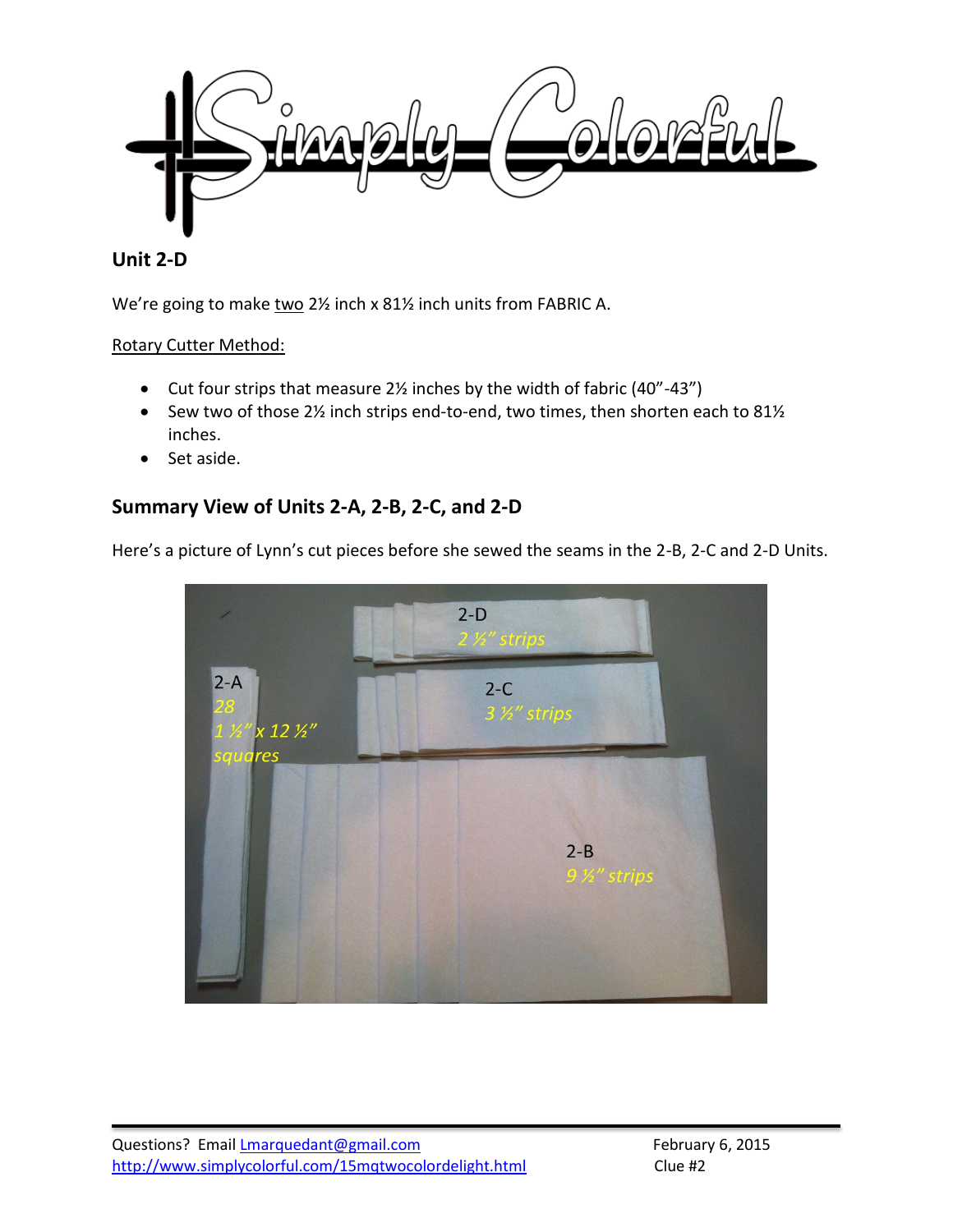## Unit 2-D

We're going to make <u>two</u> 2½ inch x 81½ inch units from FABRIC A.

<u>Rotary Cutter Method:</u>

- Cut four strips that measure 2½ inches by the width of fabric (40"-43")
- Sew two of those 2½ inch strips end-to-end, two times, then shorten each to 81½ inches.
- Set aside.

## Summary View of Units 2-A, 2-B, 2-C, and 2-D

Here's a picture of Lynn's cut pieces before she sewed the seams in the 2-B, 2-C and 2-D Units.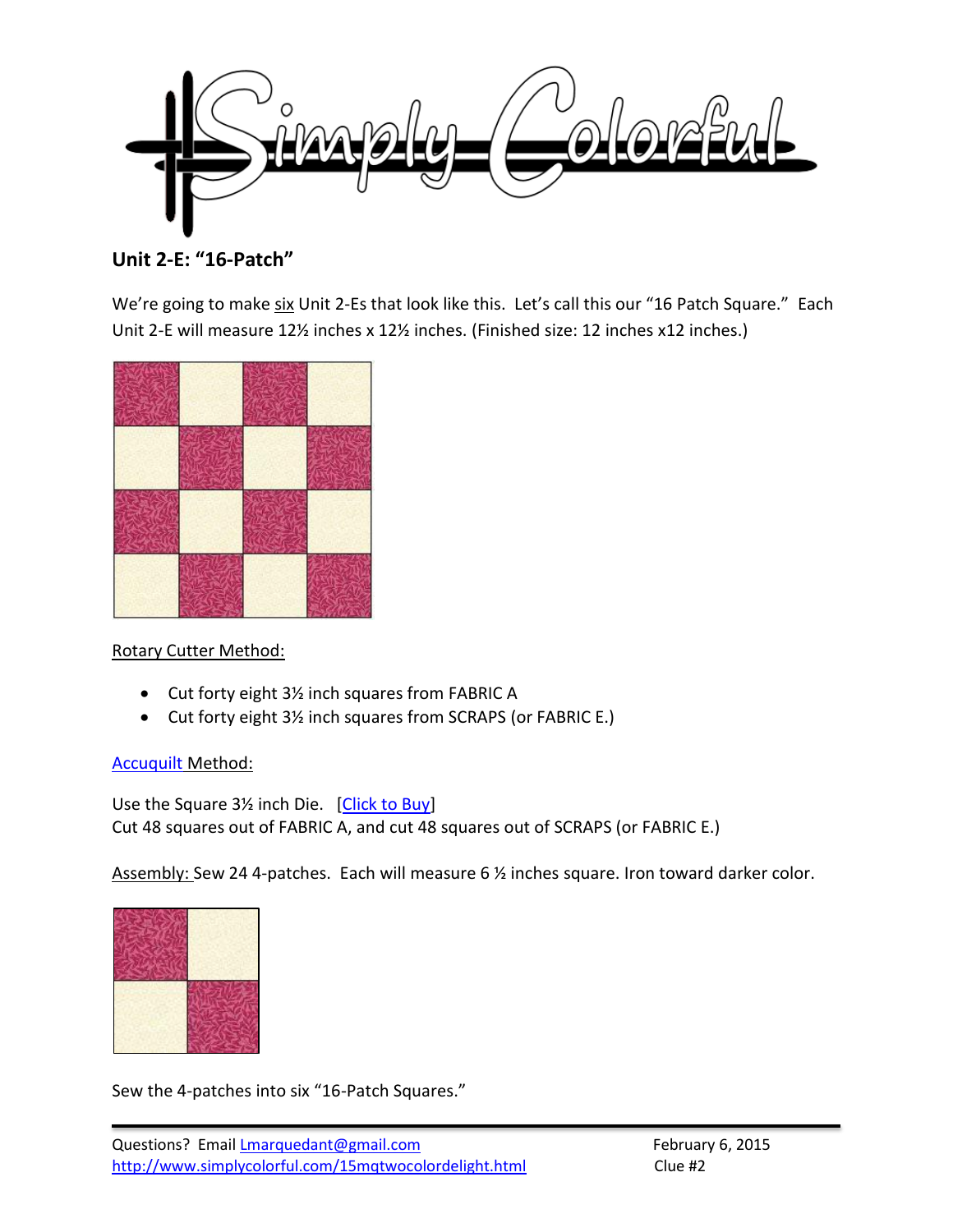## Unit 2-E: "16-Patch"

We're going to make six Unit 2-Es that look like this. Let's call this our "16 Patch Square." Each Unit 2-E will measure 12½ inches x 12½ inches. (Finished size: 12 inches x12 inches.)

Rotary Cutter Method:

- Cut forty eight 3½ inch squares from FABRIC A
- Cut forty eight 3½ inch squares from SCRAPS (or FABRIC E.)

Accuquilt Method:

Use the Square 3½ inch Die. [Click to Buy]
Cut 48 squares out of FABRIC A, and cut 48 squares out of SCRAPS (or FABRIC E.)

Assembly: Sew 24 4-patches. Each will measure 6 ½ inches square. Iron toward darker color.

Sew the 4-patches into six "16-Patch Squares."

Questions? Email Lmarquedant@gmail.com
http://www.simplycolorful.com/15mqtwocolordelight.html

February 6, 2015
Clue #2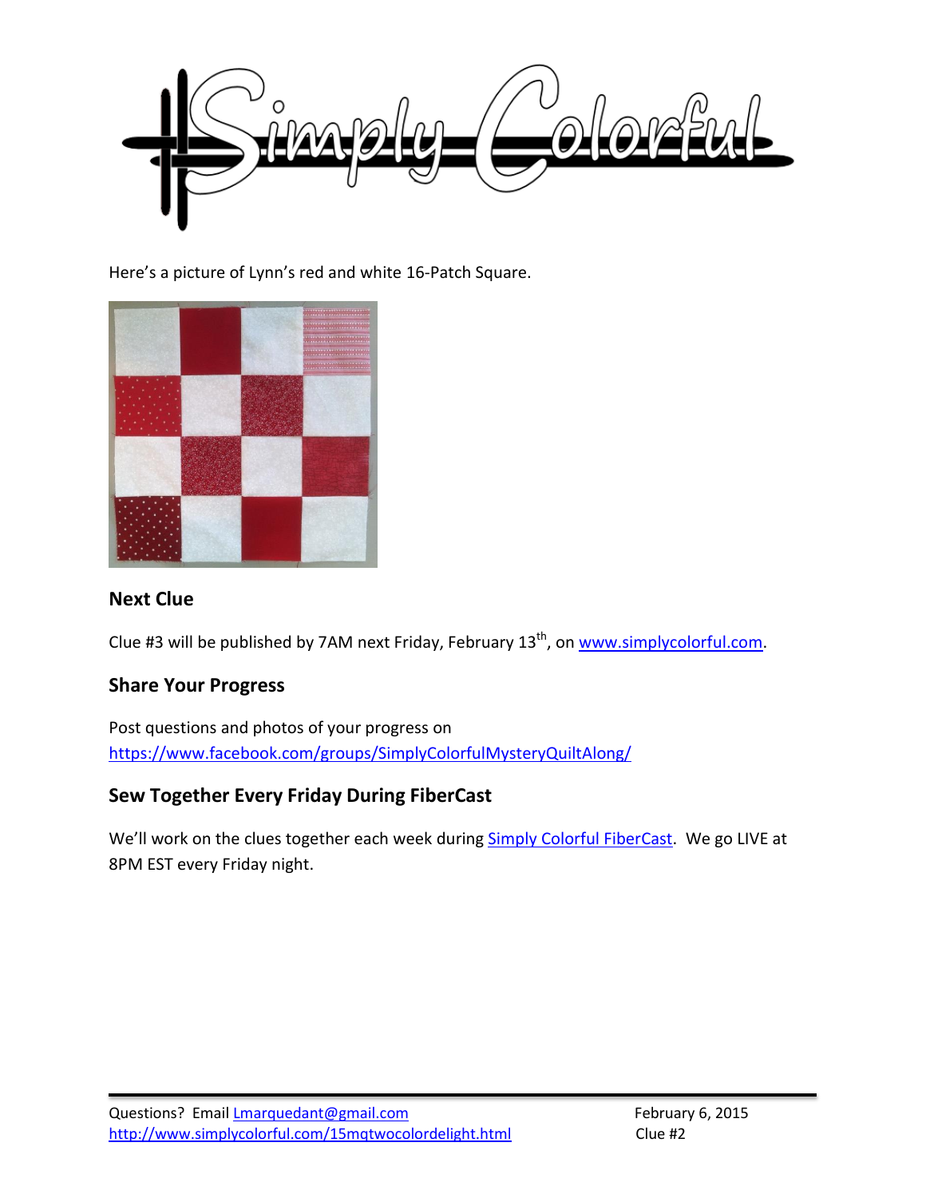Here's a picture of Lynn's red and white 16-Patch Square.

### Next Clue

Clue #3 will be published by 7AM next Friday, February 13th, on www.simplycolorful.com.

### Share Your Progress

Post questions and photos of your progress on https://www.facebook.com/groups/SimplyColorfulMysteryQuiltAlong/

### Sew Together Every Friday During FiberCast

We'll work on the clues together each week during Simply Colorful FiberCast. We go LIVE at 8PM EST every Friday night.